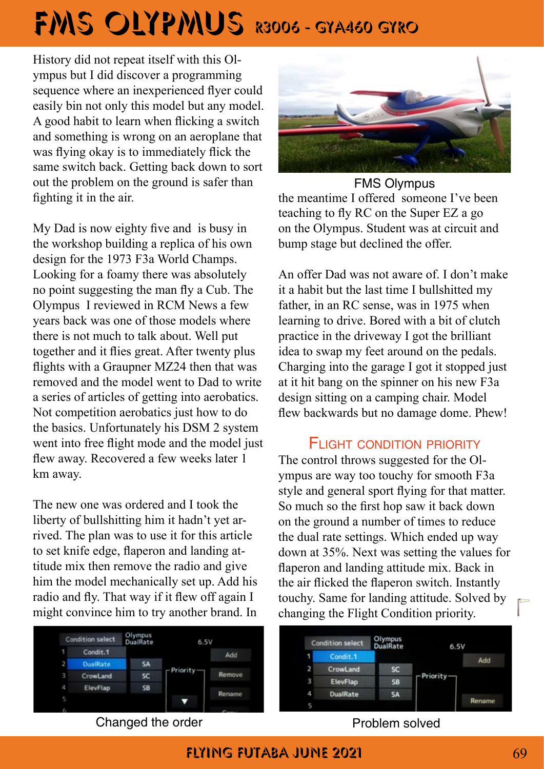# FMS OLYPMUS R3006 - GYA460 GYRO

History did not repeat itself with this Olympus but I did discover a programming sequence where an inexperienced flyer could easily bin not only this model but any model. A good habit to learn when flicking a switch and something is wrong on an aeroplane that was flying okay is to immediately flick the same switch back. Getting back down to sort out the problem on the ground is safer than fighting it in the air.

My Dad is now eighty five and is busy in the workshop building a replica of his own design for the 1973 F3a World Champs. Looking for a foamy there was absolutely no point suggesting the man fly a Cub. The Olympus I reviewed in RCM News a few years back was one of those models where there is not much to talk about. Well put together and it flies great. After twenty plus flights with a Graupner MZ24 then that was removed and the model went to Dad to write a series of articles of getting into aerobatics. Not competition aerobatics just how to do the basics. Unfortunately his DSM 2 system went into free flight mode and the model just flew away. Recovered a few weeks later 1 km away.

The new one was ordered and I took the liberty of bullshitting him it hadn't yet arrived. The plan was to use it for this article to set knife edge, flaperon and landing attitude mix then remove the radio and give him the model mechanically set up. Add his radio and fly. That way if it flew off again I might convince him to try another brand. In the meantime I offered someone I've been teaching to fly RC on the Super EZ a go on the Olympus. Student was at circuit and bump stage but declined the offer.

FMS Olympus

An offer Dad was not aware of. I don't make it a habit but the last time I bullshitted my father, in an RC sense, was in 1975 when learning to drive. Bored with a bit of clutch practice in the driveway I got the brilliant idea to swap my feet around on the pedals. Charging into the garage I got it stopped just at it hit bang on the spinner on his new F3a design sitting on a camping chair. Model flew backwards but no damage dome. Phew!

## Flight condition priority

The control throws suggested for the Olympus are way too touchy for smooth F3a style and general sport flying for that matter. So much so the first hop saw it back down on the ground a number of times to reduce the dual rate settings. Which ended up way down at 35%. Next was setting the values for flaperon and landing attitude mix. Back in the air flicked the flaperon switch. Instantly touchy. Same for landing attitude. Solved by changing the Flight Condition priority.

Changed the order

Problem solved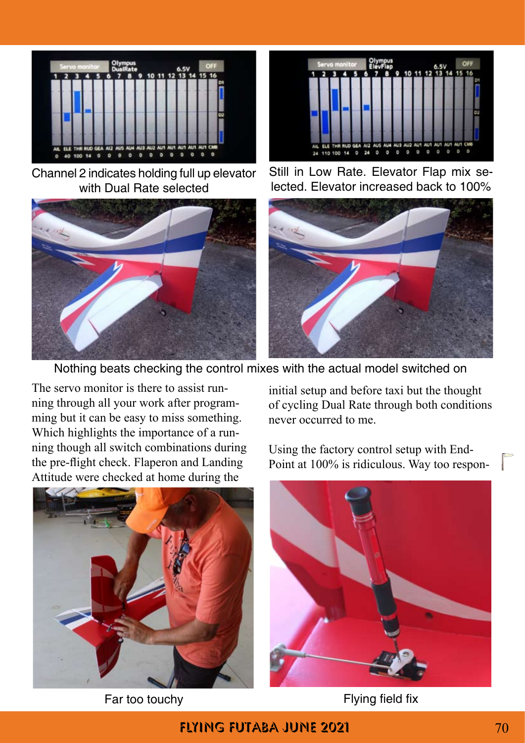Channel 2 indicates holding full up elevator with Dual Rate selected

Still in Low Rate. Elevator Flap mix selected. Elevator increased back to 100%

Nothing beats checking the control mixes with the actual model switched on

The servo monitor is there to assist running through all your work after programming but it can be easy to miss something. Which highlights the importance of a running though all switch combinations during the pre-flight check. Flaperon and Landing Attitude were checked at home during the initial setup and before taxi but the thought of cycling Dual Rate through both conditions never occurred to me.

Using the factory control setup with End-Point at 100% is ridiculous. Way too respon-

Far too touchy

Flying field fix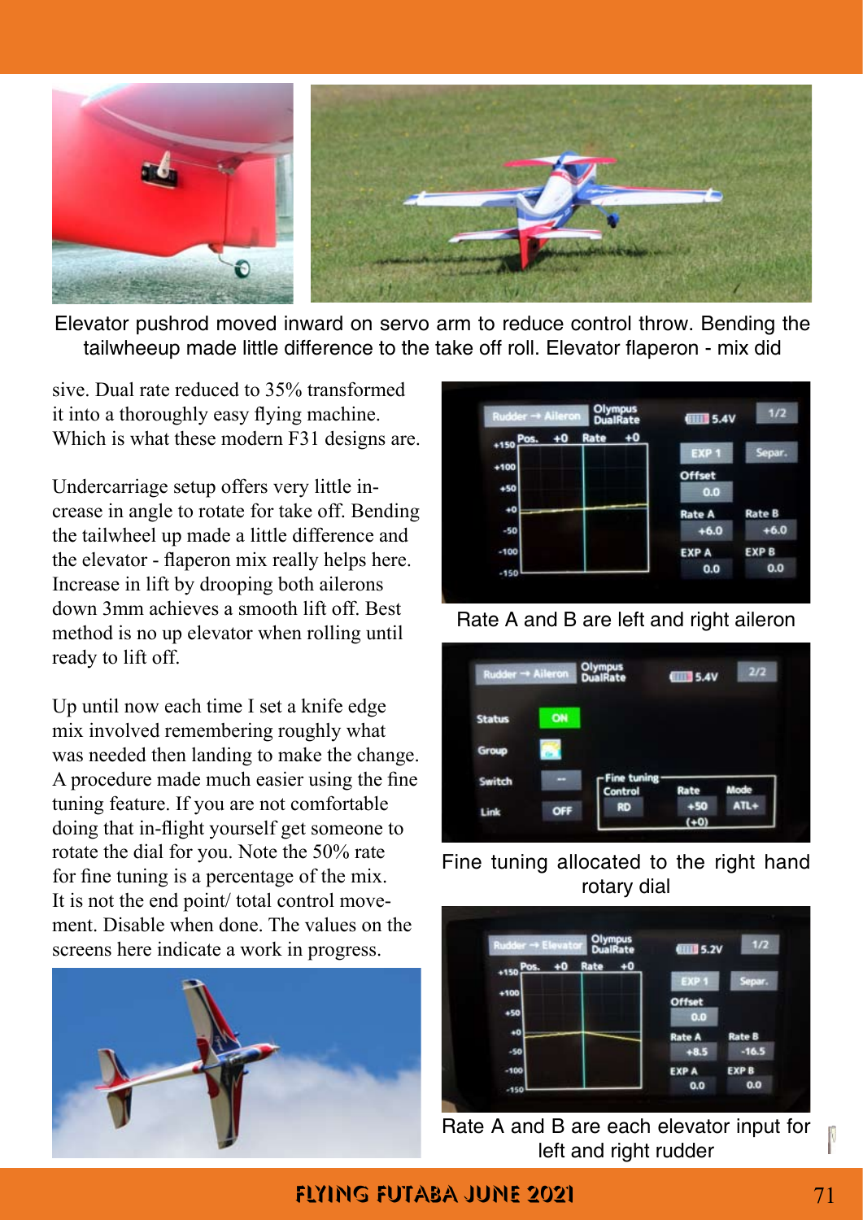Elevator pushrod moved inward on servo arm to reduce control throw. Bending the tailwheeup made little difference to the take off roll. Elevator flaperon - mix did

sive. Dual rate reduced to 35% transformed it into a thoroughly easy flying machine. Which is what these modern F31 designs are.

Undercarriage setup offers very little increase in angle to rotate for take off. Bending the tailwheel up made a little difference and the elevator - flaperon mix really helps here. Increase in lift by drooping both ailerons down 3mm achieves a smooth lift off. Best method is no up elevator when rolling until ready to lift off.

Up until now each time I set a knife edge mix involved remembering roughly what was needed then landing to make the change. A procedure made much easier using the fine tuning feature. If you are not comfortable doing that in-flight yourself get someone to rotate the dial for you. Note the 50% rate for fine tuning is a percentage of the mix. It is not the end point/ total control movement. Disable when done. The values on the screens here indicate a work in progress.

Rate A and B are left and right aileron

Fine tuning allocated to the right hand rotary dial

Rate A and B are each elevator input for left and right rudder